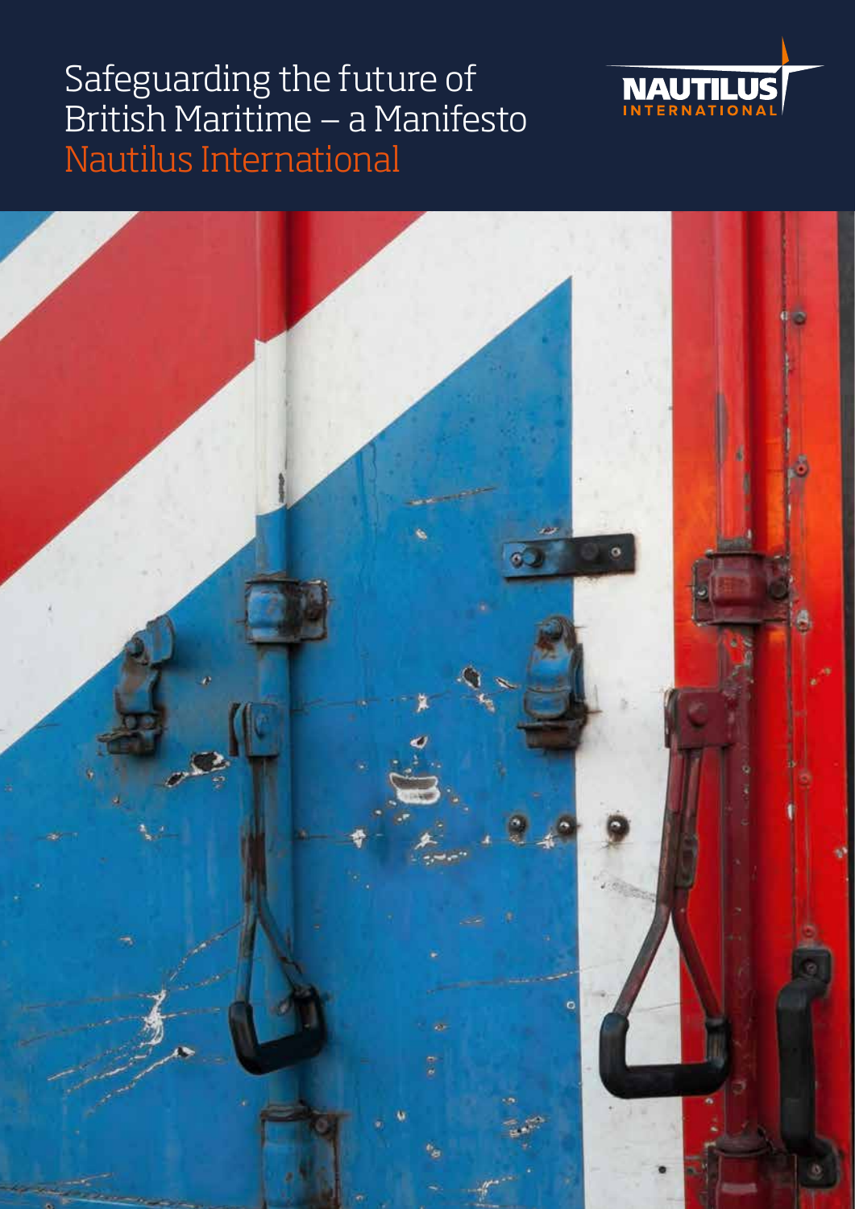# Safeguarding the future of British Maritime – a Manifesto

## Nautilus International

NAUTILUS INTERNATIONAL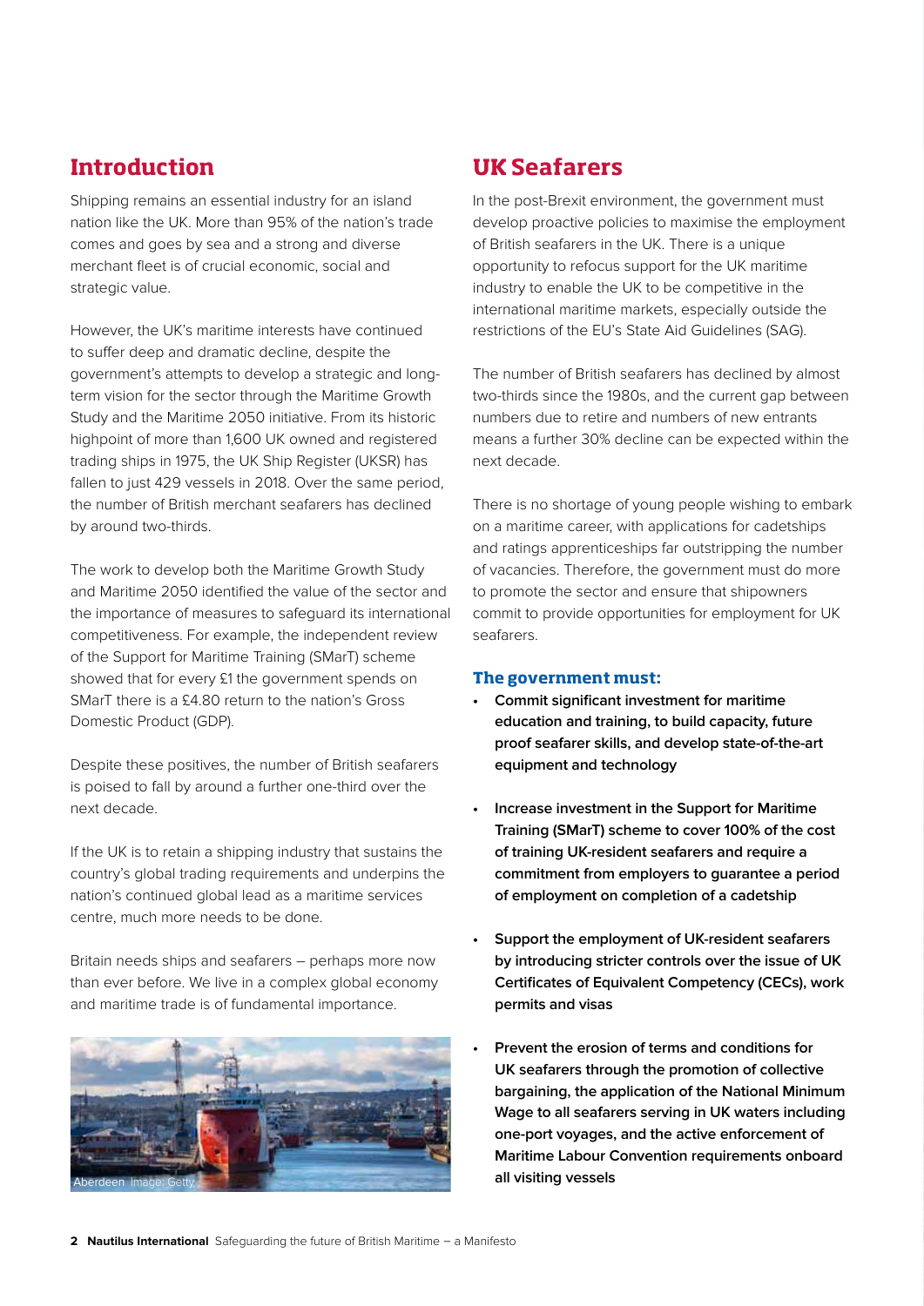## Introduction

Shipping remains an essential industry for an island nation like the UK. More than 95% of the nation's trade comes and goes by sea and a strong and diverse merchant fleet is of crucial economic, social and strategic value.

However, the UK's maritime interests have continued to suffer deep and dramatic decline, despite the government's attempts to develop a strategic and long-term vision for the sector through the Maritime Growth Study and the Maritime 2050 initiative. From its historic highpoint of more than 1,600 UK owned and registered trading ships in 1975, the UK Ship Register (UKSR) has fallen to just 429 vessels in 2018. Over the same period, the number of British merchant seafarers has declined by around two-thirds.

The work to develop both the Maritime Growth Study and Maritime 2050 identified the value of the sector and the importance of measures to safeguard its international competitiveness. For example, the independent review of the Support for Maritime Training (SMarT) scheme showed that for every £1 the government spends on SMarT there is a £4.80 return to the nation's Gross Domestic Product (GDP).

Despite these positives, the number of British seafarers is poised to fall by around a further one-third over the next decade.

If the UK is to retain a shipping industry that sustains the country's global trading requirements and underpins the nation's continued global lead as a maritime services centre, much more needs to be done.

Britain needs ships and seafarers – perhaps more now than ever before. We live in a complex global economy and maritime trade is of fundamental importance.

Aberdeen Image: Getty

## UK Seafarers

In the post-Brexit environment, the government must develop proactive policies to maximise the employment of British seafarers in the UK. There is a unique opportunity to refocus support for the UK maritime industry to enable the UK to be competitive in the international maritime markets, especially outside the restrictions of the EU's State Aid Guidelines (SAG).

The number of British seafarers has declined by almost two-thirds since the 1980s, and the current gap between numbers due to retire and numbers of new entrants means a further 30% decline can be expected within the next decade.

There is no shortage of young people wishing to embark on a maritime career, with applications for cadetships and ratings apprenticeships far outstripping the number of vacancies. Therefore, the government must do more to promote the sector and ensure that shipowners commit to provide opportunities for employment for UK seafarers.

### The government must:

- **Commit significant investment for maritime education and training, to build capacity, future proof seafarer skills, and develop state-of-the-art equipment and technology**
- **Increase investment in the Support for Maritime Training (SMarT) scheme to cover 100% of the cost of training UK-resident seafarers and require a commitment from employers to guarantee a period of employment on completion of a cadetship**
- **Support the employment of UK-resident seafarers by introducing stricter controls over the issue of UK Certificates of Equivalent Competency (CECs), work permits and visas**
- **Prevent the erosion of terms and conditions for UK seafarers through the promotion of collective bargaining, the application of the National Minimum Wage to all seafarers serving in UK waters including one-port voyages, and the active enforcement of Maritime Labour Convention requirements onboard all visiting vessels**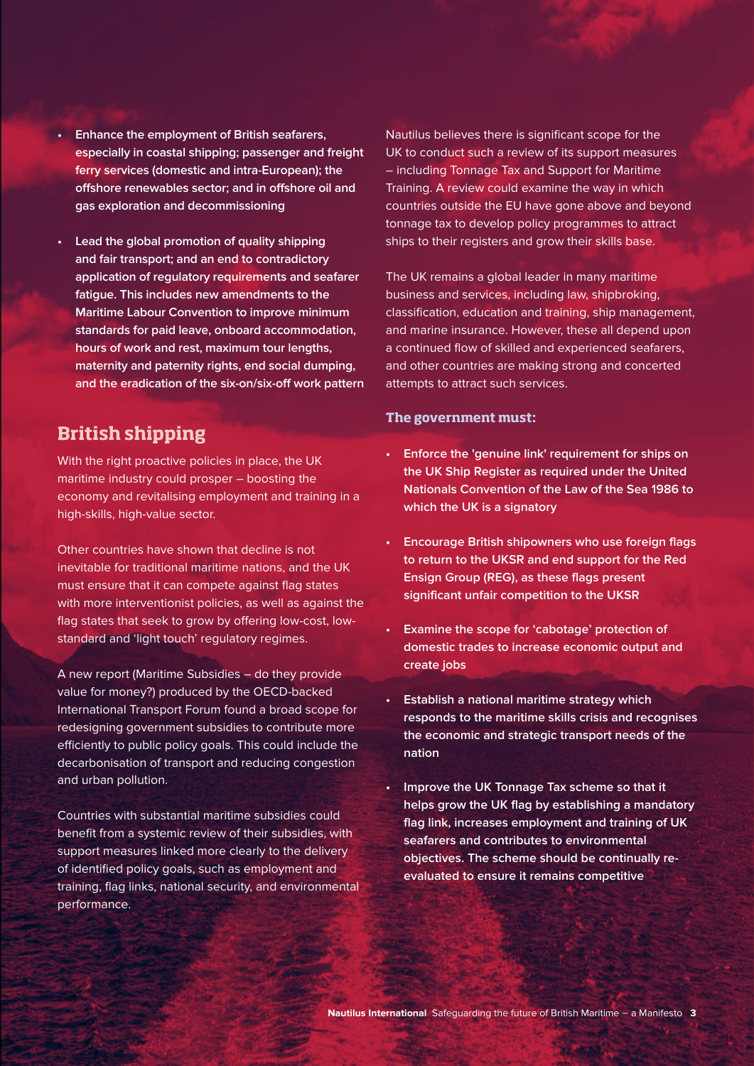- **Enhance the employment of British seafarers, especially in coastal shipping; passenger and freight ferry services (domestic and intra-European); the offshore renewables sector; and in offshore oil and gas exploration and decommissioning**

- **Lead the global promotion of quality shipping and fair transport; and an end to contradictory application of regulatory requirements and seafarer fatigue. This includes new amendments to the Maritime Labour Convention to improve minimum standards for paid leave, onboard accommodation, hours of work and rest, maximum tour lengths, maternity and paternity rights, end social dumping, and the eradication of the six-on/six-off work pattern**

## British shipping

With the right proactive policies in place, the UK maritime industry could prosper – boosting the economy and revitalising employment and training in a high-skills, high-value sector.

Other countries have shown that decline is not inevitable for traditional maritime nations, and the UK must ensure that it can compete against flag states with more interventionist policies, as well as against the flag states that seek to grow by offering low-cost, low-standard and 'light touch' regulatory regimes.

A new report (Maritime Subsidies – do they provide value for money?) produced by the OECD-backed International Transport Forum found a broad scope for redesigning government subsidies to contribute more efficiently to public policy goals. This could include the decarbonisation of transport and reducing congestion and urban pollution.

Countries with substantial maritime subsidies could benefit from a systemic review of their subsidies, with support measures linked more clearly to the delivery of identified policy goals, such as employment and training, flag links, national security, and environmental performance.

Nautilus believes there is significant scope for the UK to conduct such a review of its support measures – including Tonnage Tax and Support for Maritime Training. A review could examine the way in which countries outside the EU have gone above and beyond tonnage tax to develop policy programmes to attract ships to their registers and grow their skills base.

The UK remains a global leader in many maritime business and services, including law, shipbroking, classification, education and training, ship management, and marine insurance. However, these all depend upon a continued flow of skilled and experienced seafarers, and other countries are making strong and concerted attempts to attract such services.

### The government must:

- **Enforce the 'genuine link' requirement for ships on the UK Ship Register as required under the United Nationals Convention of the Law of the Sea 1986 to which the UK is a signatory**

- **Encourage British shipowners who use foreign flags to return to the UKSR and end support for the Red Ensign Group (REG), as these flags present significant unfair competition to the UKSR**

- **Examine the scope for 'cabotage' protection of domestic trades to increase economic output and create jobs**

- **Establish a national maritime strategy which responds to the maritime skills crisis and recognises the economic and strategic transport needs of the nation**

- **Improve the UK Tonnage Tax scheme so that it helps grow the UK flag by establishing a mandatory flag link, increases employment and training of UK seafarers and contributes to environmental objectives. The scheme should be continually re-evaluated to ensure it remains competitive**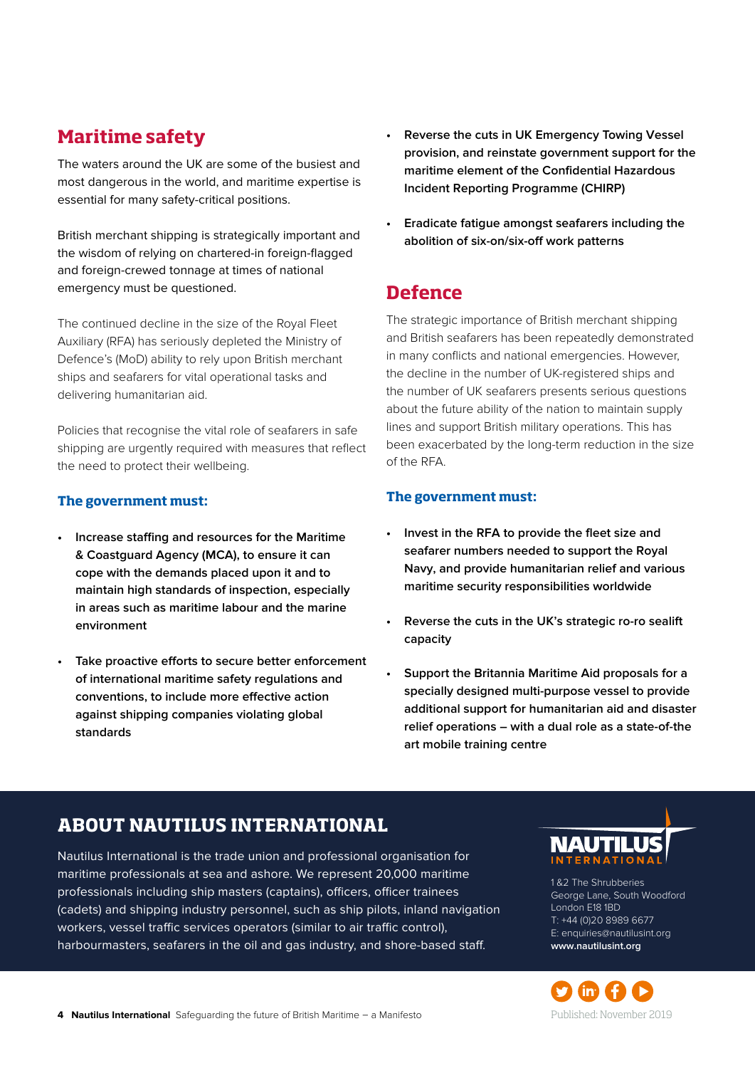## Maritime safety

The waters around the UK are some of the busiest and most dangerous in the world, and maritime expertise is essential for many safety-critical positions.

British merchant shipping is strategically important and the wisdom of relying on chartered-in foreign-flagged and foreign-crewed tonnage at times of national emergency must be questioned.

The continued decline in the size of the Royal Fleet Auxiliary (RFA) has seriously depleted the Ministry of Defence's (MoD) ability to rely upon British merchant ships and seafarers for vital operational tasks and delivering humanitarian aid.

Policies that recognise the vital role of seafarers in safe shipping are urgently required with measures that reflect the need to protect their wellbeing.

### The government must:

- **Increase staffing and resources for the Maritime & Coastguard Agency (MCA), to ensure it can cope with the demands placed upon it and to maintain high standards of inspection, especially in areas such as maritime labour and the marine environment**
- **Take proactive efforts to secure better enforcement of international maritime safety regulations and conventions, to include more effective action against shipping companies violating global standards**
- **Reverse the cuts in UK Emergency Towing Vessel provision, and reinstate government support for the maritime element of the Confidential Hazardous Incident Reporting Programme (CHIRP)**
- **Eradicate fatigue amongst seafarers including the abolition of six-on/six-off work patterns**

## Defence

The strategic importance of British merchant shipping and British seafarers has been repeatedly demonstrated in many conflicts and national emergencies. However, the decline in the number of UK-registered ships and the number of UK seafarers presents serious questions about the future ability of the nation to maintain supply lines and support British military operations. This has been exacerbated by the long-term reduction in the size of the RFA.

### The government must:

- **Invest in the RFA to provide the fleet size and seafarer numbers needed to support the Royal Navy, and provide humanitarian relief and various maritime security responsibilities worldwide**
- **Reverse the cuts in the UK's strategic ro-ro sealift capacity**
- **Support the Britannia Maritime Aid proposals for a specially designed multi-purpose vessel to provide additional support for humanitarian aid and disaster relief operations – with a dual role as a state-of-the art mobile training centre**

## ABOUT NAUTILUS INTERNATIONAL

Nautilus International is the trade union and professional organisation for maritime professionals at sea and ashore. We represent 20,000 maritime professionals including ship masters (captains), officers, officer trainees (cadets) and shipping industry personnel, such as ship pilots, inland navigation workers, vessel traffic services operators (similar to air traffic control), harbourmasters, seafarers in the oil and gas industry, and shore-based staff.

NAUTILUS INTERNATIONAL

1 &2 The Shrubberies
George Lane, South Woodford
London E18 1BD
T: +44 (0)20 8989 6677
E: enquiries@nautilusint.org
**www.nautilusint.org**

Published: November 2019